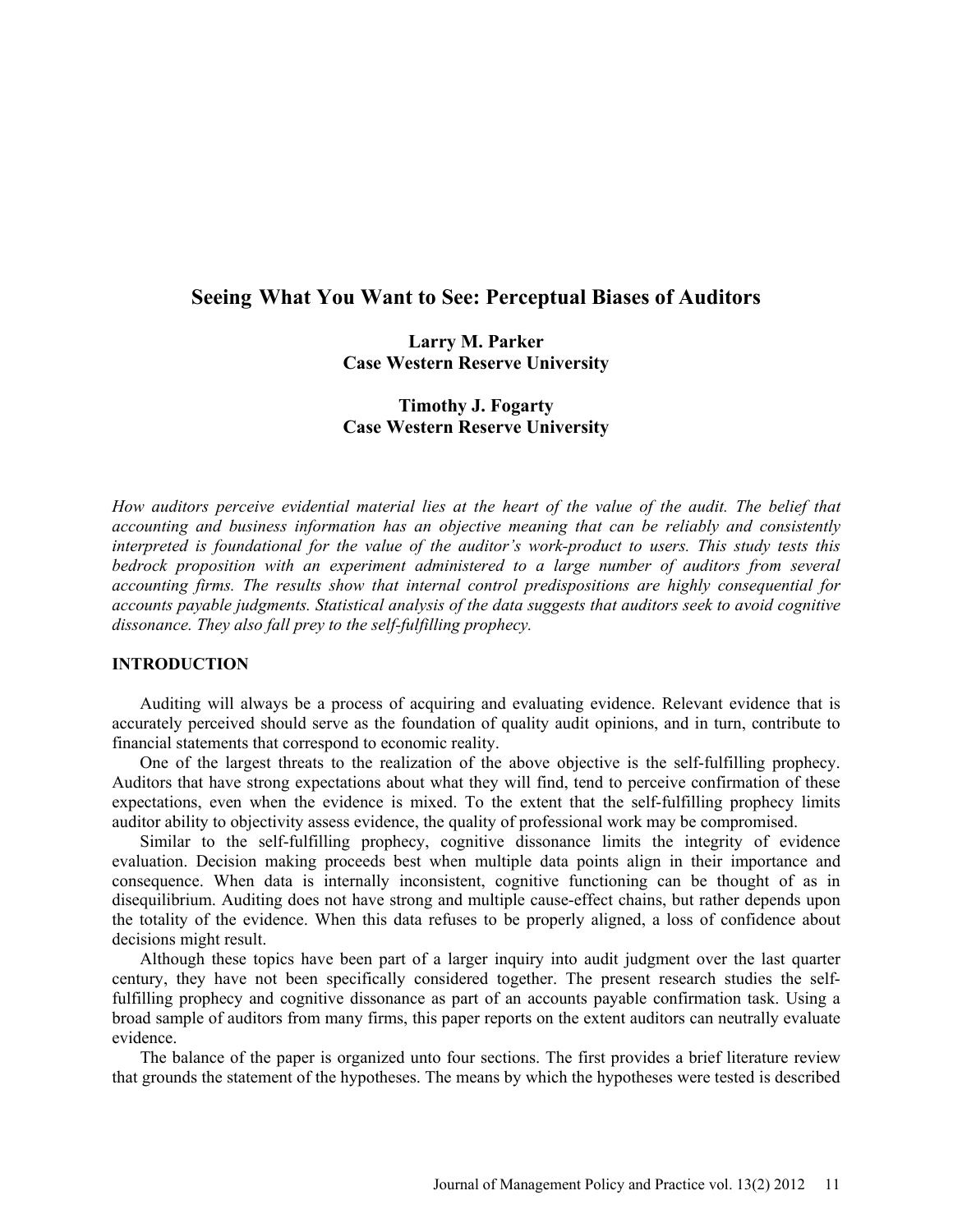# Seeing What You Want to See: Perceptual Biases of Auditors

**Larry M. Parker**
**Case Western Reserve University**

**Timothy J. Fogarty**
**Case Western Reserve University**

*How auditors perceive evidential material lies at the heart of the value of the audit. The belief that accounting and business information has an objective meaning that can be reliably and consistently interpreted is foundational for the value of the auditor's work-product to users. This study tests this bedrock proposition with an experiment administered to a large number of auditors from several accounting firms. The results show that internal control predispositions are highly consequential for accounts payable judgments. Statistical analysis of the data suggests that auditors seek to avoid cognitive dissonance. They also fall prey to the self-fulfilling prophecy.*

## INTRODUCTION

Auditing will always be a process of acquiring and evaluating evidence. Relevant evidence that is accurately perceived should serve as the foundation of quality audit opinions, and in turn, contribute to financial statements that correspond to economic reality.

One of the largest threats to the realization of the above objective is the self-fulfilling prophecy. Auditors that have strong expectations about what they will find, tend to perceive confirmation of these expectations, even when the evidence is mixed. To the extent that the self-fulfilling prophecy limits auditor ability to objectivity assess evidence, the quality of professional work may be compromised.

Similar to the self-fulfilling prophecy, cognitive dissonance limits the integrity of evidence evaluation. Decision making proceeds best when multiple data points align in their importance and consequence. When data is internally inconsistent, cognitive functioning can be thought of as in disequilibrium. Auditing does not have strong and multiple cause-effect chains, but rather depends upon the totality of the evidence. When this data refuses to be properly aligned, a loss of confidence about decisions might result.

Although these topics have been part of a larger inquiry into audit judgment over the last quarter century, they have not been specifically considered together. The present research studies the self-fulfilling prophecy and cognitive dissonance as part of an accounts payable confirmation task. Using a broad sample of auditors from many firms, this paper reports on the extent auditors can neutrally evaluate evidence.

The balance of the paper is organized unto four sections. The first provides a brief literature review that grounds the statement of the hypotheses. The means by which the hypotheses were tested is described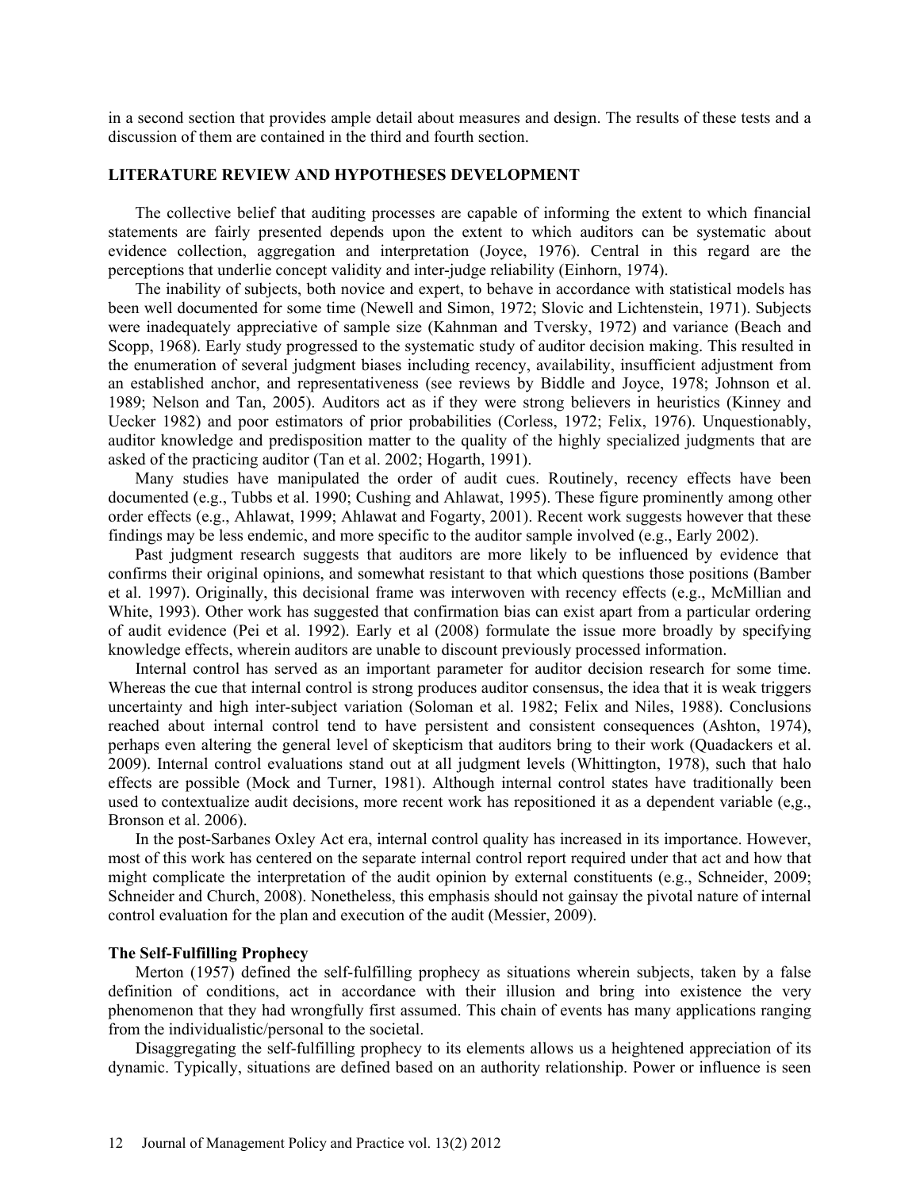in a second section that provides ample detail about measures and design. The results of these tests and a discussion of them are contained in the third and fourth section.

## LITERATURE REVIEW AND HYPOTHESES DEVELOPMENT

The collective belief that auditing processes are capable of informing the extent to which financial statements are fairly presented depends upon the extent to which auditors can be systematic about evidence collection, aggregation and interpretation (Joyce, 1976). Central in this regard are the perceptions that underlie concept validity and inter-judge reliability (Einhorn, 1974).

The inability of subjects, both novice and expert, to behave in accordance with statistical models has been well documented for some time (Newell and Simon, 1972; Slovic and Lichtenstein, 1971). Subjects were inadequately appreciative of sample size (Kahnman and Tversky, 1972) and variance (Beach and Scopp, 1968). Early study progressed to the systematic study of auditor decision making. This resulted in the enumeration of several judgment biases including recency, availability, insufficient adjustment from an established anchor, and representativeness (see reviews by Biddle and Joyce, 1978; Johnson et al. 1989; Nelson and Tan, 2005). Auditors act as if they were strong believers in heuristics (Kinney and Uecker 1982) and poor estimators of prior probabilities (Corless, 1972; Felix, 1976). Unquestionably, auditor knowledge and predisposition matter to the quality of the highly specialized judgments that are asked of the practicing auditor (Tan et al. 2002; Hogarth, 1991).

Many studies have manipulated the order of audit cues. Routinely, recency effects have been documented (e.g., Tubbs et al. 1990; Cushing and Ahlawat, 1995). These figure prominently among other order effects (e.g., Ahlawat, 1999; Ahlawat and Fogarty, 2001). Recent work suggests however that these findings may be less endemic, and more specific to the auditor sample involved (e.g., Early 2002).

Past judgment research suggests that auditors are more likely to be influenced by evidence that confirms their original opinions, and somewhat resistant to that which questions those positions (Bamber et al. 1997). Originally, this decisional frame was interwoven with recency effects (e.g., McMillian and White, 1993). Other work has suggested that confirmation bias can exist apart from a particular ordering of audit evidence (Pei et al. 1992). Early et al (2008) formulate the issue more broadly by specifying knowledge effects, wherein auditors are unable to discount previously processed information.

Internal control has served as an important parameter for auditor decision research for some time. Whereas the cue that internal control is strong produces auditor consensus, the idea that it is weak triggers uncertainty and high inter-subject variation (Soloman et al. 1982; Felix and Niles, 1988). Conclusions reached about internal control tend to have persistent and consistent consequences (Ashton, 1974), perhaps even altering the general level of skepticism that auditors bring to their work (Quadackers et al. 2009). Internal control evaluations stand out at all judgment levels (Whittington, 1978), such that halo effects are possible (Mock and Turner, 1981). Although internal control states have traditionally been used to contextualize audit decisions, more recent work has repositioned it as a dependent variable (e,g., Bronson et al. 2006).

In the post-Sarbanes Oxley Act era, internal control quality has increased in its importance. However, most of this work has centered on the separate internal control report required under that act and how that might complicate the interpretation of the audit opinion by external constituents (e.g., Schneider, 2009; Schneider and Church, 2008). Nonetheless, this emphasis should not gainsay the pivotal nature of internal control evaluation for the plan and execution of the audit (Messier, 2009).

### The Self-Fulfilling Prophecy

Merton (1957) defined the self-fulfilling prophecy as situations wherein subjects, taken by a false definition of conditions, act in accordance with their illusion and bring into existence the very phenomenon that they had wrongfully first assumed. This chain of events has many applications ranging from the individualistic/personal to the societal.

Disaggregating the self-fulfilling prophecy to its elements allows us a heightened appreciation of its dynamic. Typically, situations are defined based on an authority relationship. Power or influence is seen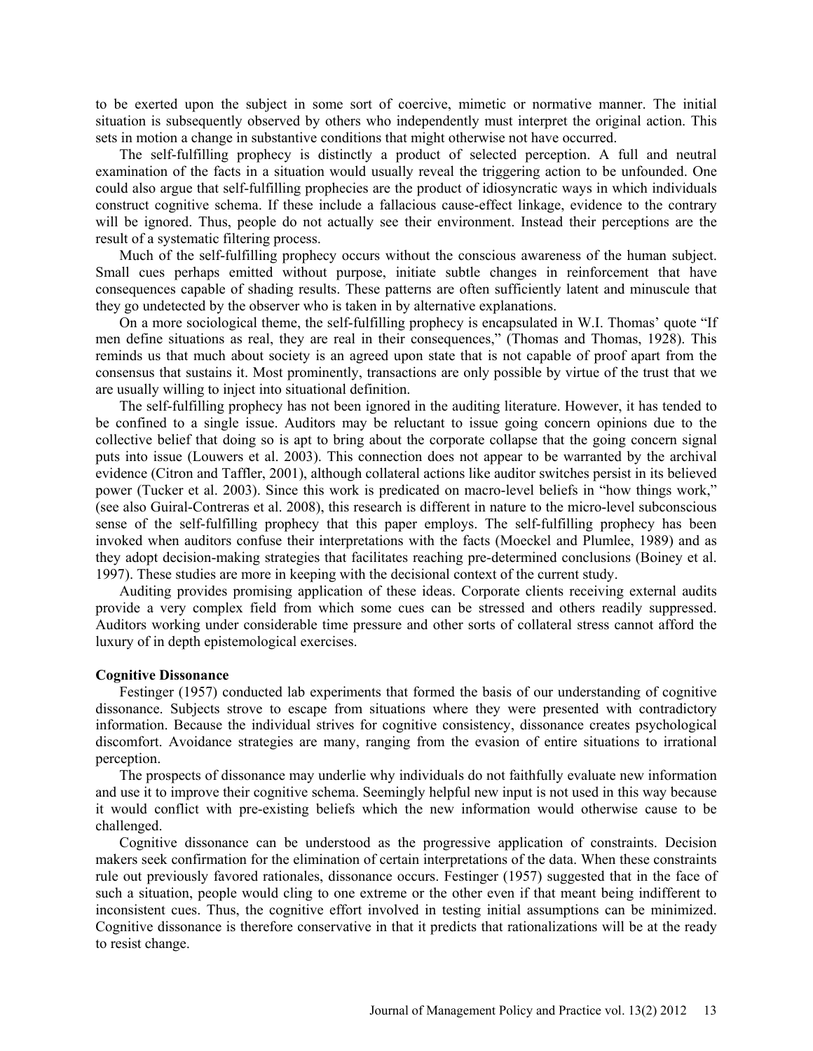to be exerted upon the subject in some sort of coercive, mimetic or normative manner. The initial situation is subsequently observed by others who independently must interpret the original action. This sets in motion a change in substantive conditions that might otherwise not have occurred.

The self-fulfilling prophecy is distinctly a product of selected perception. A full and neutral examination of the facts in a situation would usually reveal the triggering action to be unfounded. One could also argue that self-fulfilling prophecies are the product of idiosyncratic ways in which individuals construct cognitive schema. If these include a fallacious cause-effect linkage, evidence to the contrary will be ignored. Thus, people do not actually see their environment. Instead their perceptions are the result of a systematic filtering process.

Much of the self-fulfilling prophecy occurs without the conscious awareness of the human subject. Small cues perhaps emitted without purpose, initiate subtle changes in reinforcement that have consequences capable of shading results. These patterns are often sufficiently latent and minuscule that they go undetected by the observer who is taken in by alternative explanations.

On a more sociological theme, the self-fulfilling prophecy is encapsulated in W.I. Thomas' quote "If men define situations as real, they are real in their consequences," (Thomas and Thomas, 1928). This reminds us that much about society is an agreed upon state that is not capable of proof apart from the consensus that sustains it. Most prominently, transactions are only possible by virtue of the trust that we are usually willing to inject into situational definition.

The self-fulfilling prophecy has not been ignored in the auditing literature. However, it has tended to be confined to a single issue. Auditors may be reluctant to issue going concern opinions due to the collective belief that doing so is apt to bring about the corporate collapse that the going concern signal puts into issue (Louwers et al. 2003). This connection does not appear to be warranted by the archival evidence (Citron and Taffler, 2001), although collateral actions like auditor switches persist in its believed power (Tucker et al. 2003). Since this work is predicated on macro-level beliefs in "how things work," (see also Guiral-Contreras et al. 2008), this research is different in nature to the micro-level subconscious sense of the self-fulfilling prophecy that this paper employs. The self-fulfilling prophecy has been invoked when auditors confuse their interpretations with the facts (Moeckel and Plumlee, 1989) and as they adopt decision-making strategies that facilitates reaching pre-determined conclusions (Boiney et al. 1997). These studies are more in keeping with the decisional context of the current study.

Auditing provides promising application of these ideas. Corporate clients receiving external audits provide a very complex field from which some cues can be stressed and others readily suppressed. Auditors working under considerable time pressure and other sorts of collateral stress cannot afford the luxury of in depth epistemological exercises.

**Cognitive Dissonance**

Festinger (1957) conducted lab experiments that formed the basis of our understanding of cognitive dissonance. Subjects strove to escape from situations where they were presented with contradictory information. Because the individual strives for cognitive consistency, dissonance creates psychological discomfort. Avoidance strategies are many, ranging from the evasion of entire situations to irrational perception.

The prospects of dissonance may underlie why individuals do not faithfully evaluate new information and use it to improve their cognitive schema. Seemingly helpful new input is not used in this way because it would conflict with pre-existing beliefs which the new information would otherwise cause to be challenged.

Cognitive dissonance can be understood as the progressive application of constraints. Decision makers seek confirmation for the elimination of certain interpretations of the data. When these constraints rule out previously favored rationales, dissonance occurs. Festinger (1957) suggested that in the face of such a situation, people would cling to one extreme or the other even if that meant being indifferent to inconsistent cues. Thus, the cognitive effort involved in testing initial assumptions can be minimized. Cognitive dissonance is therefore conservative in that it predicts that rationalizations will be at the ready to resist change.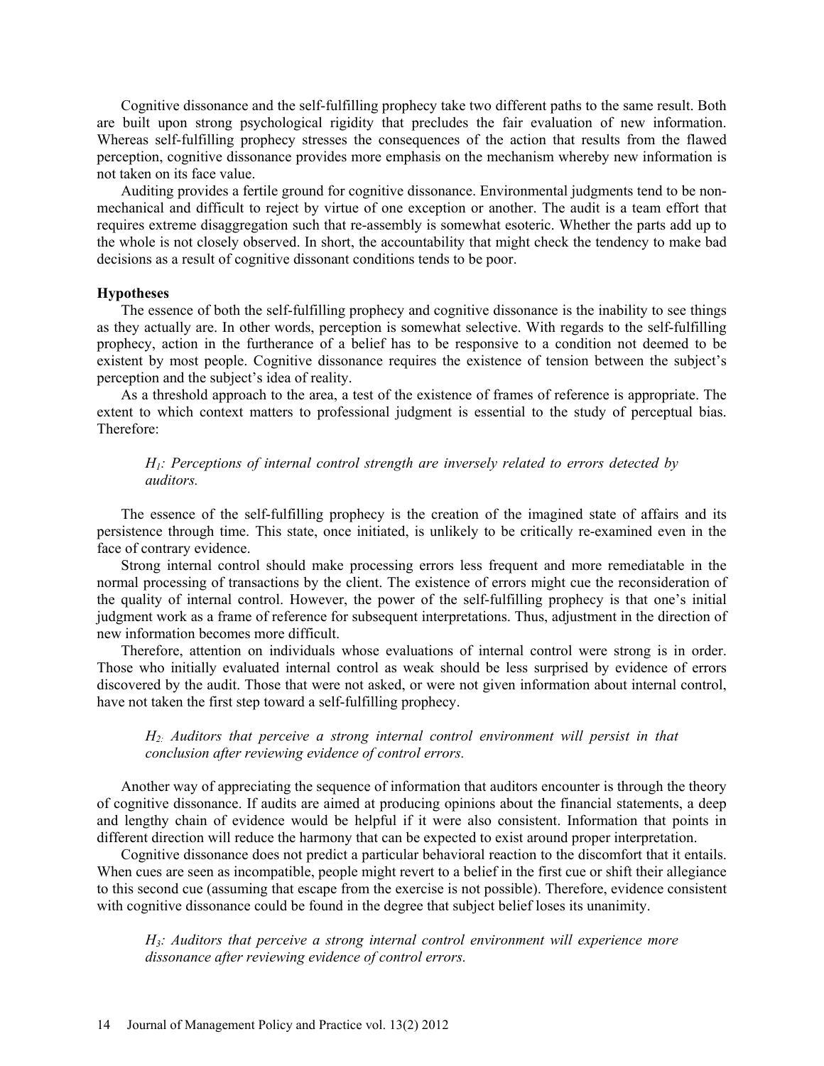Cognitive dissonance and the self-fulfilling prophecy take two different paths to the same result. Both are built upon strong psychological rigidity that precludes the fair evaluation of new information. Whereas self-fulfilling prophecy stresses the consequences of the action that results from the flawed perception, cognitive dissonance provides more emphasis on the mechanism whereby new information is not taken on its face value.

Auditing provides a fertile ground for cognitive dissonance. Environmental judgments tend to be non-mechanical and difficult to reject by virtue of one exception or another. The audit is a team effort that requires extreme disaggregation such that re-assembly is somewhat esoteric. Whether the parts add up to the whole is not closely observed. In short, the accountability that might check the tendency to make bad decisions as a result of cognitive dissonant conditions tends to be poor.

**Hypotheses**

The essence of both the self-fulfilling prophecy and cognitive dissonance is the inability to see things as they actually are. In other words, perception is somewhat selective. With regards to the self-fulfilling prophecy, action in the furtherance of a belief has to be responsive to a condition not deemed to be existent by most people. Cognitive dissonance requires the existence of tension between the subject's perception and the subject's idea of reality.

As a threshold approach to the area, a test of the existence of frames of reference is appropriate. The extent to which context matters to professional judgment is essential to the study of perceptual bias. Therefore:

> *$H_1$: Perceptions of internal control strength are inversely related to errors detected by auditors.*

The essence of the self-fulfilling prophecy is the creation of the imagined state of affairs and its persistence through time. This state, once initiated, is unlikely to be critically re-examined even in the face of contrary evidence.

Strong internal control should make processing errors less frequent and more remediatable in the normal processing of transactions by the client. The existence of errors might cue the reconsideration of the quality of internal control. However, the power of the self-fulfilling prophecy is that one's initial judgment work as a frame of reference for subsequent interpretations. Thus, adjustment in the direction of new information becomes more difficult.

Therefore, attention on individuals whose evaluations of internal control were strong is in order. Those who initially evaluated internal control as weak should be less surprised by evidence of errors discovered by the audit. Those that were not asked, or were not given information about internal control, have not taken the first step toward a self-fulfilling prophecy.

> *$H_2$: Auditors that perceive a strong internal control environment will persist in that conclusion after reviewing evidence of control errors.*

Another way of appreciating the sequence of information that auditors encounter is through the theory of cognitive dissonance. If audits are aimed at producing opinions about the financial statements, a deep and lengthy chain of evidence would be helpful if it were also consistent. Information that points in different direction will reduce the harmony that can be expected to exist around proper interpretation.

Cognitive dissonance does not predict a particular behavioral reaction to the discomfort that it entails. When cues are seen as incompatible, people might revert to a belief in the first cue or shift their allegiance to this second cue (assuming that escape from the exercise is not possible). Therefore, evidence consistent with cognitive dissonance could be found in the degree that subject belief loses its unanimity.

> *$H_3$: Auditors that perceive a strong internal control environment will experience more dissonance after reviewing evidence of control errors.*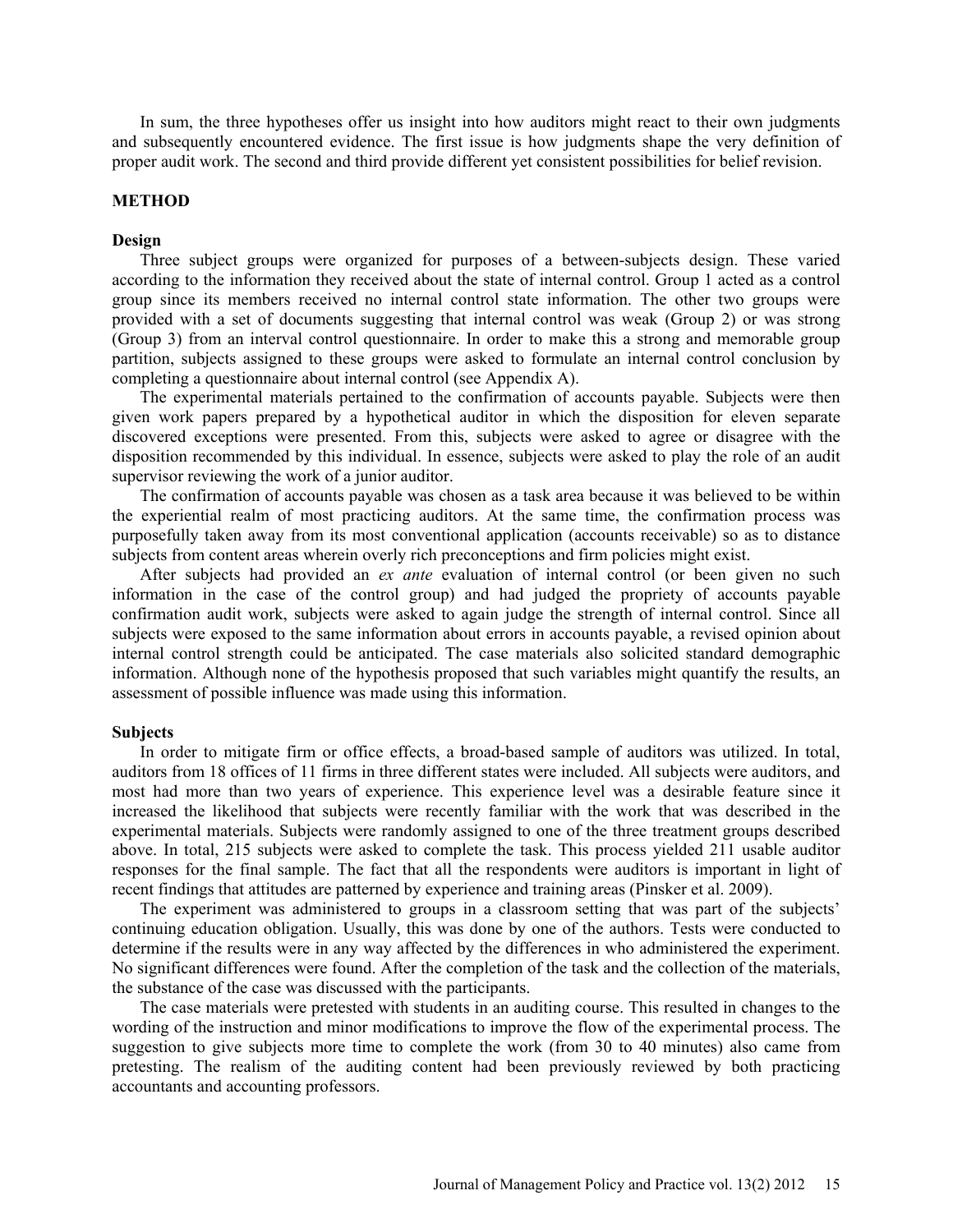In sum, the three hypotheses offer us insight into how auditors might react to their own judgments and subsequently encountered evidence. The first issue is how judgments shape the very definition of proper audit work. The second and third provide different yet consistent possibilities for belief revision.

## METHOD

### Design

Three subject groups were organized for purposes of a between-subjects design. These varied according to the information they received about the state of internal control. Group 1 acted as a control group since its members received no internal control state information. The other two groups were provided with a set of documents suggesting that internal control was weak (Group 2) or was strong (Group 3) from an interval control questionnaire. In order to make this a strong and memorable group partition, subjects assigned to these groups were asked to formulate an internal control conclusion by completing a questionnaire about internal control (see Appendix A).

The experimental materials pertained to the confirmation of accounts payable. Subjects were then given work papers prepared by a hypothetical auditor in which the disposition for eleven separate discovered exceptions were presented. From this, subjects were asked to agree or disagree with the disposition recommended by this individual. In essence, subjects were asked to play the role of an audit supervisor reviewing the work of a junior auditor.

The confirmation of accounts payable was chosen as a task area because it was believed to be within the experiential realm of most practicing auditors. At the same time, the confirmation process was purposefully taken away from its most conventional application (accounts receivable) so as to distance subjects from content areas wherein overly rich preconceptions and firm policies might exist.

After subjects had provided an *ex ante* evaluation of internal control (or been given no such information in the case of the control group) and had judged the propriety of accounts payable confirmation audit work, subjects were asked to again judge the strength of internal control. Since all subjects were exposed to the same information about errors in accounts payable, a revised opinion about internal control strength could be anticipated. The case materials also solicited standard demographic information. Although none of the hypothesis proposed that such variables might quantify the results, an assessment of possible influence was made using this information.

### Subjects

In order to mitigate firm or office effects, a broad-based sample of auditors was utilized. In total, auditors from 18 offices of 11 firms in three different states were included. All subjects were auditors, and most had more than two years of experience. This experience level was a desirable feature since it increased the likelihood that subjects were recently familiar with the work that was described in the experimental materials. Subjects were randomly assigned to one of the three treatment groups described above. In total, 215 subjects were asked to complete the task. This process yielded 211 usable auditor responses for the final sample. The fact that all the respondents were auditors is important in light of recent findings that attitudes are patterned by experience and training areas (Pinsker et al. 2009).

The experiment was administered to groups in a classroom setting that was part of the subjects' continuing education obligation. Usually, this was done by one of the authors. Tests were conducted to determine if the results were in any way affected by the differences in who administered the experiment. No significant differences were found. After the completion of the task and the collection of the materials, the substance of the case was discussed with the participants.

The case materials were pretested with students in an auditing course. This resulted in changes to the wording of the instruction and minor modifications to improve the flow of the experimental process. The suggestion to give subjects more time to complete the work (from 30 to 40 minutes) also came from pretesting. The realism of the auditing content had been previously reviewed by both practicing accountants and accounting professors.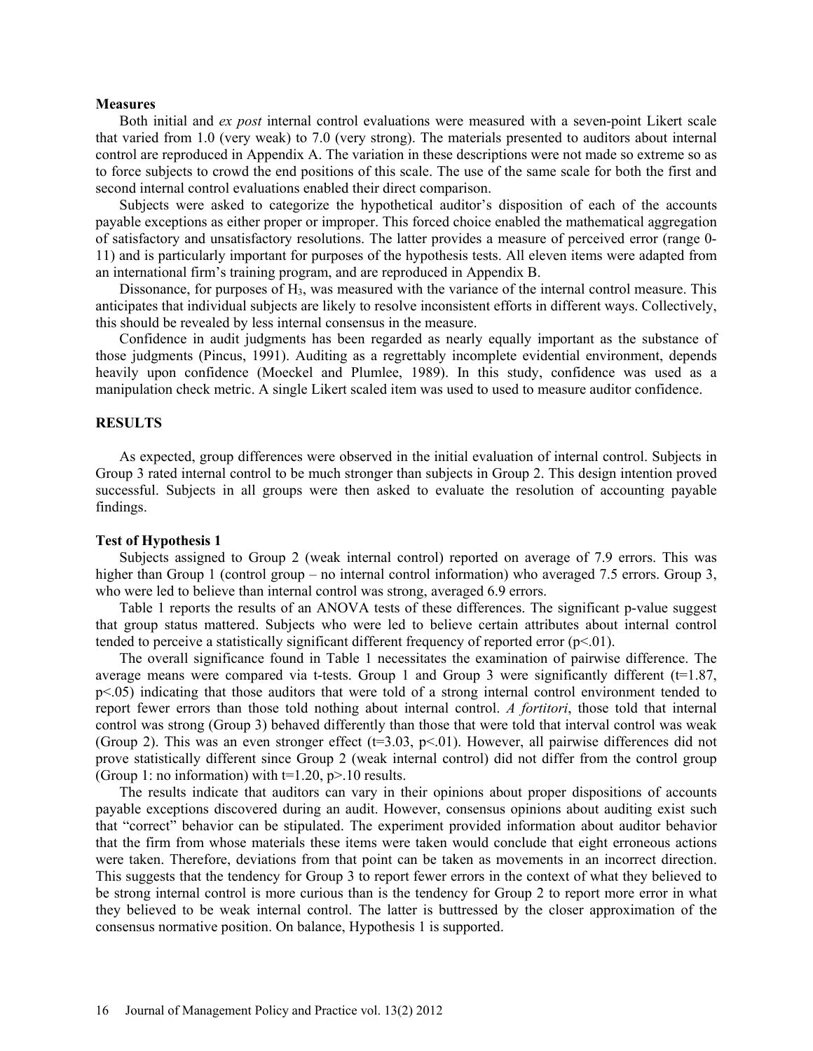**Measures**

Both initial and *ex post* internal control evaluations were measured with a seven-point Likert scale that varied from 1.0 (very weak) to 7.0 (very strong). The materials presented to auditors about internal control are reproduced in Appendix A. The variation in these descriptions were not made so extreme so as to force subjects to crowd the end positions of this scale. The use of the same scale for both the first and second internal control evaluations enabled their direct comparison.

Subjects were asked to categorize the hypothetical auditor's disposition of each of the accounts payable exceptions as either proper or improper. This forced choice enabled the mathematical aggregation of satisfactory and unsatisfactory resolutions. The latter provides a measure of perceived error (range 0-11) and is particularly important for purposes of the hypothesis tests. All eleven items were adapted from an international firm's training program, and are reproduced in Appendix B.

Dissonance, for purposes of $H_3$, was measured with the variance of the internal control measure. This anticipates that individual subjects are likely to resolve inconsistent efforts in different ways. Collectively, this should be revealed by less internal consensus in the measure.

Confidence in audit judgments has been regarded as nearly equally important as the substance of those judgments (Pincus, 1991). Auditing as a regrettably incomplete evidential environment, depends heavily upon confidence (Moeckel and Plumlee, 1989). In this study, confidence was used as a manipulation check metric. A single Likert scaled item was used to used to measure auditor confidence.

## RESULTS

As expected, group differences were observed in the initial evaluation of internal control. Subjects in Group 3 rated internal control to be much stronger than subjects in Group 2. This design intention proved successful. Subjects in all groups were then asked to evaluate the resolution of accounting payable findings.

**Test of Hypothesis 1**

Subjects assigned to Group 2 (weak internal control) reported on average of 7.9 errors. This was higher than Group 1 (control group – no internal control information) who averaged 7.5 errors. Group 3, who were led to believe than internal control was strong, averaged 6.9 errors.

Table 1 reports the results of an ANOVA tests of these differences. The significant p-value suggest that group status mattered. Subjects who were led to believe certain attributes about internal control tended to perceive a statistically significant different frequency of reported error ($p<.01$).

The overall significance found in Table 1 necessitates the examination of pairwise difference. The average means were compared via t-tests. Group 1 and Group 3 were significantly different ($t=1.87$, $p<.05$) indicating that those auditors that were told of a strong internal control environment tended to report fewer errors than those told nothing about internal control. *A fortitori*, those told that internal control was strong (Group 3) behaved differently than those that were told that interval control was weak (Group 2). This was an even stronger effect ($t=3.03$, $p<.01$). However, all pairwise differences did not prove statistically different since Group 2 (weak internal control) did not differ from the control group (Group 1: no information) with $t=1.20$, $p>.10$ results.

The results indicate that auditors can vary in their opinions about proper dispositions of accounts payable exceptions discovered during an audit. However, consensus opinions about auditing exist such that "correct" behavior can be stipulated. The experiment provided information about auditor behavior that the firm from whose materials these items were taken would conclude that eight erroneous actions were taken. Therefore, deviations from that point can be taken as movements in an incorrect direction. This suggests that the tendency for Group 3 to report fewer errors in the context of what they believed to be strong internal control is more curious than is the tendency for Group 2 to report more error in what they believed to be weak internal control. The latter is buttressed by the closer approximation of the consensus normative position. On balance, Hypothesis 1 is supported.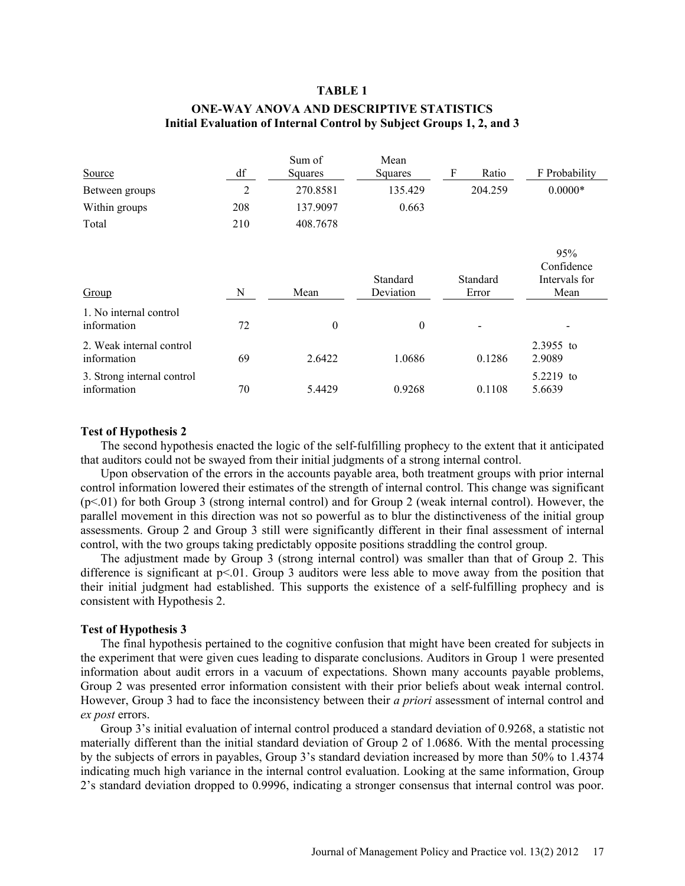**TABLE 1**

**ONE-WAY ANOVA AND DESCRIPTIVE STATISTICS**
**Initial Evaluation of Internal Control by Subject Groups 1, 2, and 3**

| Source | df | Sum of Squares | Mean Squares | F Ratio | F Probability |
|---|---|---|---|---|---|
| Between groups | 2 | 270.8581 | 135.429 | 204.259 | 0.0000* |
| Within groups | 208 | 137.9097 | 0.663 | | |
| Total | 210 | 408.7678 | | | |

| Group | N | Mean | Standard Deviation | Standard Error | 95% Confidence Intervals for Mean |
|---|---|---|---|---|---|
| 1. No internal control information | 72 | 0 | 0 | - | - |
| 2. Weak internal control information | 69 | 2.6422 | 1.0686 | 0.1286 | 2.3955 to 2.9089 |
| 3. Strong internal control information | 70 | 5.4429 | 0.9268 | 0.1108 | 5.2219 to 5.6639 |

### Test of Hypothesis 2

The second hypothesis enacted the logic of the self-fulfilling prophecy to the extent that it anticipated that auditors could not be swayed from their initial judgments of a strong internal control.

Upon observation of the errors in the accounts payable area, both treatment groups with prior internal control information lowered their estimates of the strength of internal control. This change was significant ($p<.01$) for both Group 3 (strong internal control) and for Group 2 (weak internal control). However, the parallel movement in this direction was not so powerful as to blur the distinctiveness of the initial group assessments. Group 2 and Group 3 still were significantly different in their final assessment of internal control, with the two groups taking predictably opposite positions straddling the control group.

The adjustment made by Group 3 (strong internal control) was smaller than that of Group 2. This difference is significant at $p<.01$. Group 3 auditors were less able to move away from the position that their initial judgment had established. This supports the existence of a self-fulfilling prophecy and is consistent with Hypothesis 2.

### Test of Hypothesis 3

The final hypothesis pertained to the cognitive confusion that might have been created for subjects in the experiment that were given cues leading to disparate conclusions. Auditors in Group 1 were presented information about audit errors in a vacuum of expectations. Shown many accounts payable problems, Group 2 was presented error information consistent with their prior beliefs about weak internal control. However, Group 3 had to face the inconsistency between their *a priori* assessment of internal control and *ex post* errors.

Group 3's initial evaluation of internal control produced a standard deviation of 0.9268, a statistic not materially different than the initial standard deviation of Group 2 of 1.0686. With the mental processing by the subjects of errors in payables, Group 3's standard deviation increased by more than 50% to 1.4374 indicating much high variance in the internal control evaluation. Looking at the same information, Group 2's standard deviation dropped to 0.9996, indicating a stronger consensus that internal control was poor.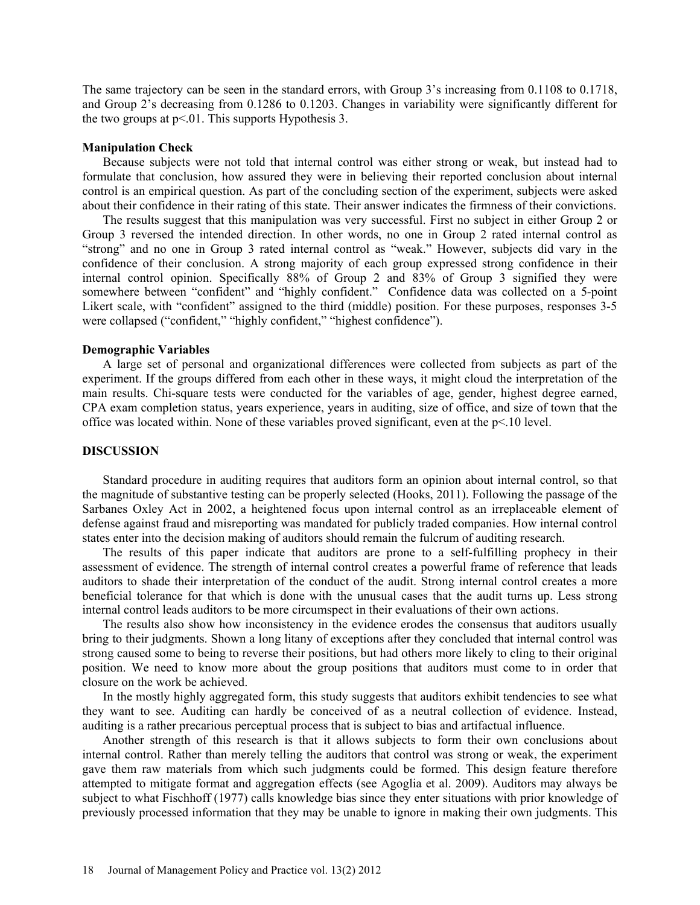The same trajectory can be seen in the standard errors, with Group 3's increasing from 0.1108 to 0.1718, and Group 2's decreasing from 0.1286 to 0.1203. Changes in variability were significantly different for the two groups at $p<.01$. This supports Hypothesis 3.

**Manipulation Check**

Because subjects were not told that internal control was either strong or weak, but instead had to formulate that conclusion, how assured they were in believing their reported conclusion about internal control is an empirical question. As part of the concluding section of the experiment, subjects were asked about their confidence in their rating of this state. Their answer indicates the firmness of their convictions.

The results suggest that this manipulation was very successful. First no subject in either Group 2 or Group 3 reversed the intended direction. In other words, no one in Group 2 rated internal control as "strong" and no one in Group 3 rated internal control as "weak." However, subjects did vary in the confidence of their conclusion. A strong majority of each group expressed strong confidence in their internal control opinion. Specifically 88% of Group 2 and 83% of Group 3 signified they were somewhere between "confident" and "highly confident." Confidence data was collected on a 5-point Likert scale, with "confident" assigned to the third (middle) position. For these purposes, responses 3-5 were collapsed ("confident," "highly confident," "highest confidence").

**Demographic Variables**

A large set of personal and organizational differences were collected from subjects as part of the experiment. If the groups differed from each other in these ways, it might cloud the interpretation of the main results. Chi-square tests were conducted for the variables of age, gender, highest degree earned, CPA exam completion status, years experience, years in auditing, size of office, and size of town that the office was located within. None of these variables proved significant, even at the $p<.10$ level.

## DISCUSSION

Standard procedure in auditing requires that auditors form an opinion about internal control, so that the magnitude of substantive testing can be properly selected (Hooks, 2011). Following the passage of the Sarbanes Oxley Act in 2002, a heightened focus upon internal control as an irreplaceable element of defense against fraud and misreporting was mandated for publicly traded companies. How internal control states enter into the decision making of auditors should remain the fulcrum of auditing research.

The results of this paper indicate that auditors are prone to a self-fulfilling prophecy in their assessment of evidence. The strength of internal control creates a powerful frame of reference that leads auditors to shade their interpretation of the conduct of the audit. Strong internal control creates a more beneficial tolerance for that which is done with the unusual cases that the audit turns up. Less strong internal control leads auditors to be more circumspect in their evaluations of their own actions.

The results also show how inconsistency in the evidence erodes the consensus that auditors usually bring to their judgments. Shown a long litany of exceptions after they concluded that internal control was strong caused some to being to reverse their positions, but had others more likely to cling to their original position. We need to know more about the group positions that auditors must come to in order that closure on the work be achieved.

In the mostly highly aggregated form, this study suggests that auditors exhibit tendencies to see what they want to see. Auditing can hardly be conceived of as a neutral collection of evidence. Instead, auditing is a rather precarious perceptual process that is subject to bias and artifactual influence.

Another strength of this research is that it allows subjects to form their own conclusions about internal control. Rather than merely telling the auditors that control was strong or weak, the experiment gave them raw materials from which such judgments could be formed. This design feature therefore attempted to mitigate format and aggregation effects (see Agoglia et al. 2009). Auditors may always be subject to what Fischhoff (1977) calls knowledge bias since they enter situations with prior knowledge of previously processed information that they may be unable to ignore in making their own judgments. This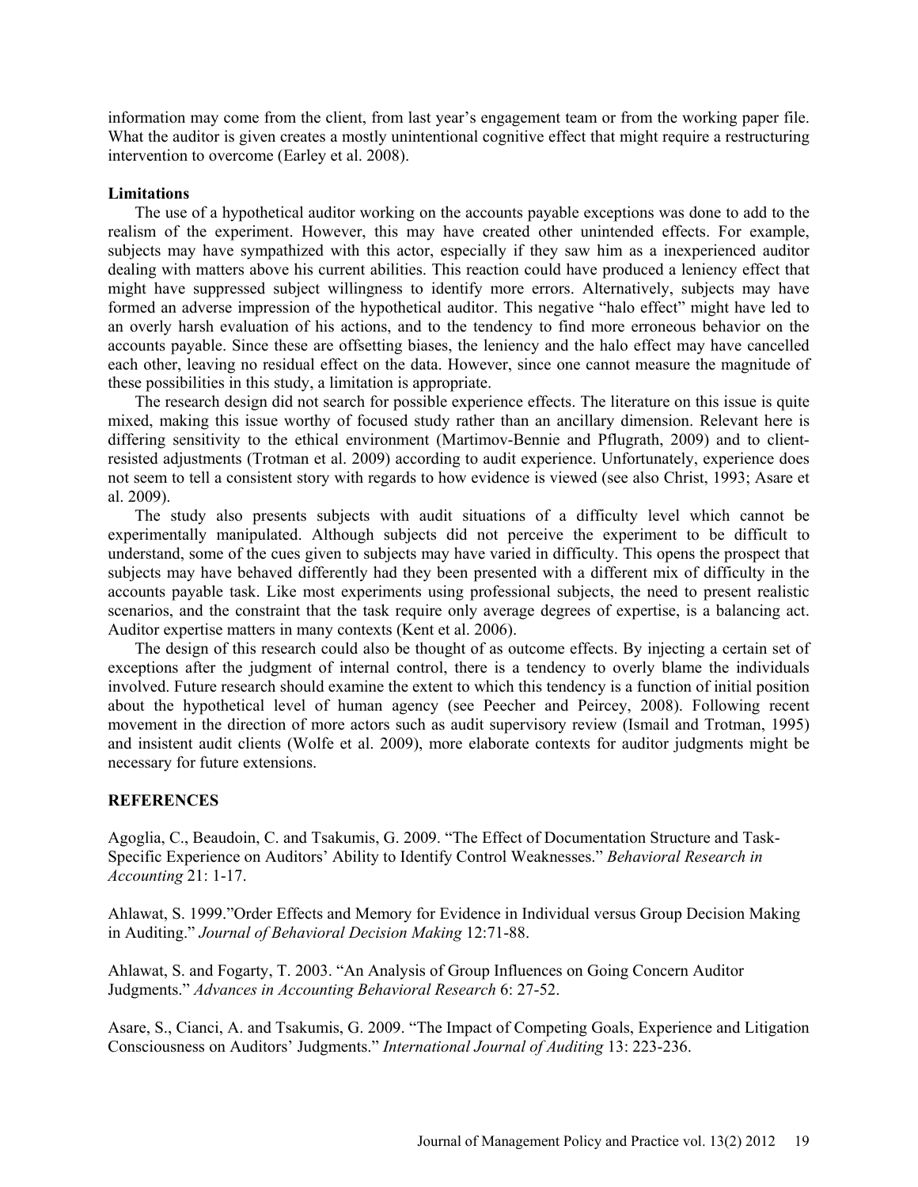information may come from the client, from last year's engagement team or from the working paper file. What the auditor is given creates a mostly unintentional cognitive effect that might require a restructuring intervention to overcome (Earley et al. 2008).

**Limitations**

The use of a hypothetical auditor working on the accounts payable exceptions was done to add to the realism of the experiment. However, this may have created other unintended effects. For example, subjects may have sympathized with this actor, especially if they saw him as a inexperienced auditor dealing with matters above his current abilities. This reaction could have produced a leniency effect that might have suppressed subject willingness to identify more errors. Alternatively, subjects may have formed an adverse impression of the hypothetical auditor. This negative "halo effect" might have led to an overly harsh evaluation of his actions, and to the tendency to find more erroneous behavior on the accounts payable. Since these are offsetting biases, the leniency and the halo effect may have cancelled each other, leaving no residual effect on the data. However, since one cannot measure the magnitude of these possibilities in this study, a limitation is appropriate.

The research design did not search for possible experience effects. The literature on this issue is quite mixed, making this issue worthy of focused study rather than an ancillary dimension. Relevant here is differing sensitivity to the ethical environment (Martimov-Bennie and Pflugrath, 2009) and to client-resisted adjustments (Trotman et al. 2009) according to audit experience. Unfortunately, experience does not seem to tell a consistent story with regards to how evidence is viewed (see also Christ, 1993; Asare et al. 2009).

The study also presents subjects with audit situations of a difficulty level which cannot be experimentally manipulated. Although subjects did not perceive the experiment to be difficult to understand, some of the cues given to subjects may have varied in difficulty. This opens the prospect that subjects may have behaved differently had they been presented with a different mix of difficulty in the accounts payable task. Like most experiments using professional subjects, the need to present realistic scenarios, and the constraint that the task require only average degrees of expertise, is a balancing act. Auditor expertise matters in many contexts (Kent et al. 2006).

The design of this research could also be thought of as outcome effects. By injecting a certain set of exceptions after the judgment of internal control, there is a tendency to overly blame the individuals involved. Future research should examine the extent to which this tendency is a function of initial position about the hypothetical level of human agency (see Peecher and Peircey, 2008). Following recent movement in the direction of more actors such as audit supervisory review (Ismail and Trotman, 1995) and insistent audit clients (Wolfe et al. 2009), more elaborate contexts for auditor judgments might be necessary for future extensions.

## REFERENCES

Agoglia, C., Beaudoin, C. and Tsakumis, G. 2009. "The Effect of Documentation Structure and Task-Specific Experience on Auditors' Ability to Identify Control Weaknesses." *Behavioral Research in Accounting* 21: 1-17.

Ahlawat, S. 1999."Order Effects and Memory for Evidence in Individual versus Group Decision Making in Auditing." *Journal of Behavioral Decision Making* 12:71-88.

Ahlawat, S. and Fogarty, T. 2003. "An Analysis of Group Influences on Going Concern Auditor Judgments." *Advances in Accounting Behavioral Research* 6: 27-52.

Asare, S., Cianci, A. and Tsakumis, G. 2009. "The Impact of Competing Goals, Experience and Litigation Consciousness on Auditors' Judgments." *International Journal of Auditing* 13: 223-236.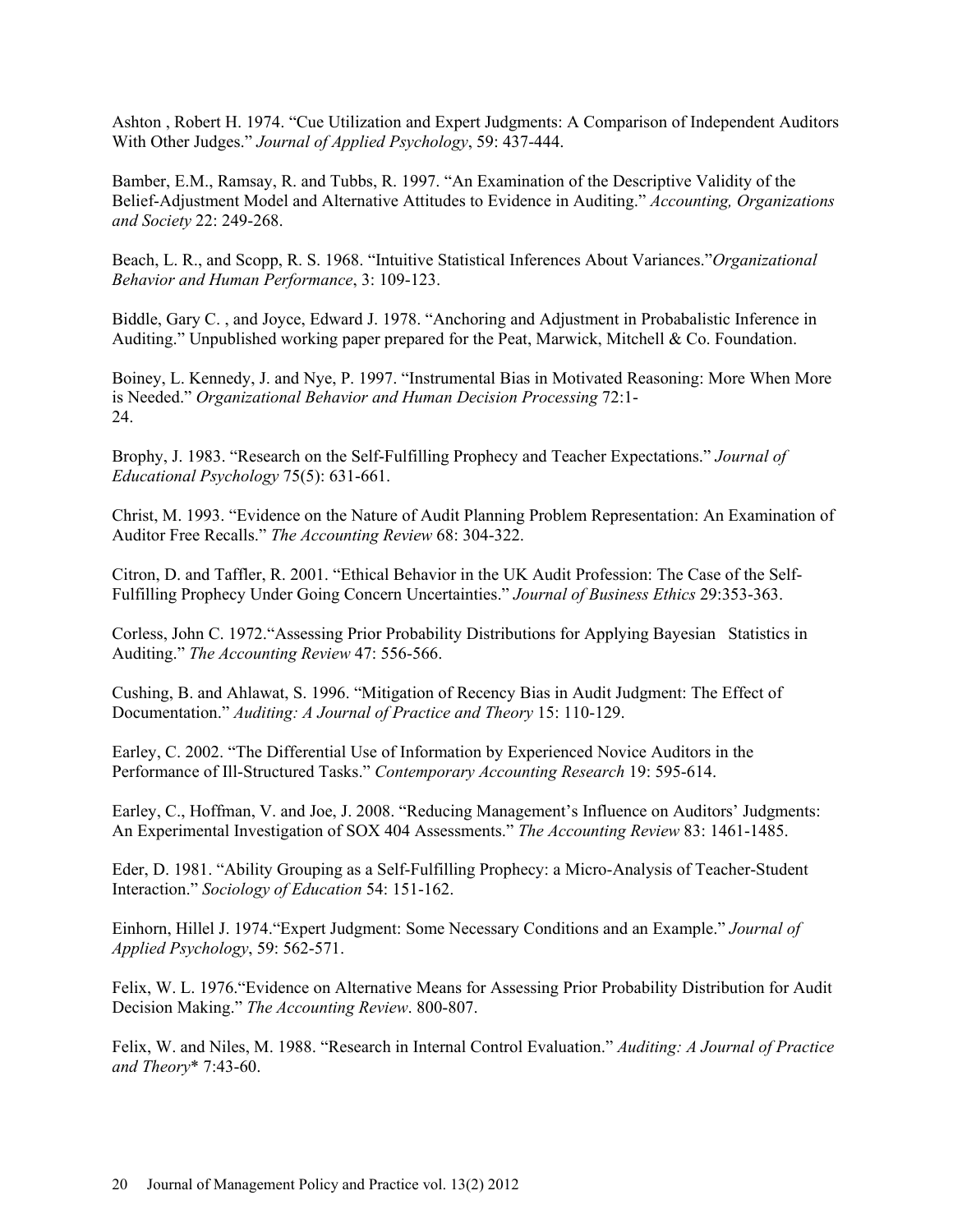Ashton , Robert H. 1974. "Cue Utilization and Expert Judgments: A Comparison of Independent Auditors With Other Judges." *Journal of Applied Psychology*, 59: 437-444.

Bamber, E.M., Ramsay, R. and Tubbs, R. 1997. "An Examination of the Descriptive Validity of the Belief-Adjustment Model and Alternative Attitudes to Evidence in Auditing." *Accounting, Organizations and Society* 22: 249-268.

Beach, L. R., and Scopp, R. S. 1968. "Intuitive Statistical Inferences About Variances."*Organizational Behavior and Human Performance*, 3: 109-123.

Biddle, Gary C. , and Joyce, Edward J. 1978. "Anchoring and Adjustment in Probabalistic Inference in Auditing." Unpublished working paper prepared for the Peat, Marwick, Mitchell & Co. Foundation.

Boiney, L. Kennedy, J. and Nye, P. 1997. "Instrumental Bias in Motivated Reasoning: More When More is Needed." *Organizational Behavior and Human Decision Processing* 72:1-24.

Brophy, J. 1983. "Research on the Self-Fulfilling Prophecy and Teacher Expectations." *Journal of Educational Psychology* 75(5): 631-661.

Christ, M. 1993. "Evidence on the Nature of Audit Planning Problem Representation: An Examination of Auditor Free Recalls." *The Accounting Review* 68: 304-322.

Citron, D. and Taffler, R. 2001. "Ethical Behavior in the UK Audit Profession: The Case of the Self-Fulfilling Prophecy Under Going Concern Uncertainties." *Journal of Business Ethics* 29:353-363.

Corless, John C. 1972."Assessing Prior Probability Distributions for Applying Bayesian Statistics in Auditing." *The Accounting Review* 47: 556-566.

Cushing, B. and Ahlawat, S. 1996. "Mitigation of Recency Bias in Audit Judgment: The Effect of Documentation." *Auditing: A Journal of Practice and Theory* 15: 110-129.

Earley, C. 2002. "The Differential Use of Information by Experienced Novice Auditors in the Performance of Ill-Structured Tasks." *Contemporary Accounting Research* 19: 595-614.

Earley, C., Hoffman, V. and Joe, J. 2008. "Reducing Management's Influence on Auditors' Judgments: An Experimental Investigation of SOX 404 Assessments." *The Accounting Review* 83: 1461-1485.

Eder, D. 1981. "Ability Grouping as a Self-Fulfilling Prophecy: a Micro-Analysis of Teacher-Student Interaction." *Sociology of Education* 54: 151-162.

Einhorn, Hillel J. 1974."Expert Judgment: Some Necessary Conditions and an Example." *Journal of Applied Psychology*, 59: 562-571.

Felix, W. L. 1976."Evidence on Alternative Means for Assessing Prior Probability Distribution for Audit Decision Making." *The Accounting Review*. 800-807.

Felix, W. and Niles, M. 1988. "Research in Internal Control Evaluation." *Auditing: A Journal of Practice and Theory** 7:43-60.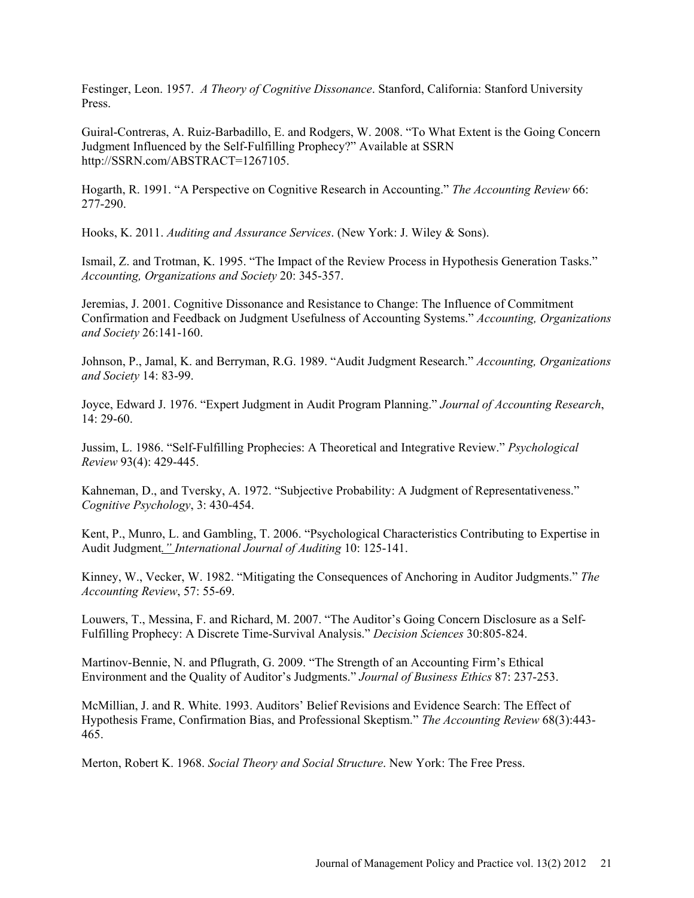Festinger, Leon. 1957. *A Theory of Cognitive Dissonance*. Stanford, California: Stanford University Press.

Guiral-Contreras, A. Ruiz-Barbadillo, E. and Rodgers, W. 2008. "To What Extent is the Going Concern Judgment Influenced by the Self-Fulfilling Prophecy?" Available at SSRN http://SSRN.com/ABSTRACT=1267105.

Hogarth, R. 1991. "A Perspective on Cognitive Research in Accounting." *The Accounting Review* 66: 277-290.

Hooks, K. 2011. *Auditing and Assurance Services*. (New York: J. Wiley & Sons).

Ismail, Z. and Trotman, K. 1995. "The Impact of the Review Process in Hypothesis Generation Tasks." *Accounting, Organizations and Society* 20: 345-357.

Jeremias, J. 2001. Cognitive Dissonance and Resistance to Change: The Influence of Commitment Confirmation and Feedback on Judgment Usefulness of Accounting Systems." *Accounting, Organizations and Society* 26:141-160.

Johnson, P., Jamal, K. and Berryman, R.G. 1989. "Audit Judgment Research." *Accounting, Organizations and Society* 14: 83-99.

Joyce, Edward J. 1976. "Expert Judgment in Audit Program Planning." *Journal of Accounting Research*, 14: 29-60.

Jussim, L. 1986. "Self-Fulfilling Prophecies: A Theoretical and Integrative Review." *Psychological Review* 93(4): 429-445.

Kahneman, D., and Tversky, A. 1972. "Subjective Probability: A Judgment of Representativeness." *Cognitive Psychology*, 3: 430-454.

Kent, P., Munro, L. and Gambling, T. 2006. "Psychological Characteristics Contributing to Expertise in Audit Judgment." *International Journal of Auditing* 10: 125-141.

Kinney, W., Vecker, W. 1982. "Mitigating the Consequences of Anchoring in Auditor Judgments." *The Accounting Review*, 57: 55-69.

Louwers, T., Messina, F. and Richard, M. 2007. "The Auditor's Going Concern Disclosure as a Self-Fulfilling Prophecy: A Discrete Time-Survival Analysis." *Decision Sciences* 30:805-824.

Martinov-Bennie, N. and Pflugrath, G. 2009. "The Strength of an Accounting Firm's Ethical Environment and the Quality of Auditor's Judgments." *Journal of Business Ethics* 87: 237-253.

McMillian, J. and R. White. 1993. Auditors' Belief Revisions and Evidence Search: The Effect of Hypothesis Frame, Confirmation Bias, and Professional Skeptism." *The Accounting Review* 68(3):443-465.

Merton, Robert K. 1968. *Social Theory and Social Structure*. New York: The Free Press.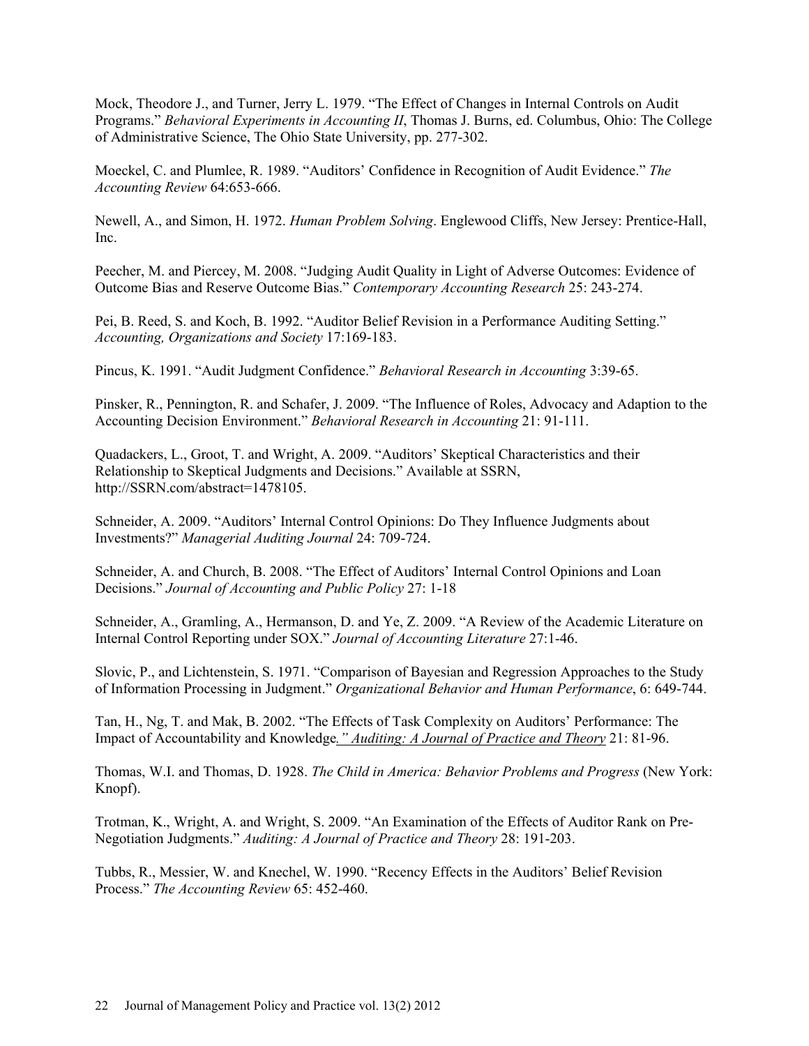Mock, Theodore J., and Turner, Jerry L. 1979. "The Effect of Changes in Internal Controls on Audit Programs." *Behavioral Experiments in Accounting II*, Thomas J. Burns, ed. Columbus, Ohio: The College of Administrative Science, The Ohio State University, pp. 277-302.

Moeckel, C. and Plumlee, R. 1989. "Auditors' Confidence in Recognition of Audit Evidence." *The Accounting Review* 64:653-666.

Newell, A., and Simon, H. 1972. *Human Problem Solving*. Englewood Cliffs, New Jersey: Prentice-Hall, Inc.

Peecher, M. and Piercey, M. 2008. "Judging Audit Quality in Light of Adverse Outcomes: Evidence of Outcome Bias and Reserve Outcome Bias." *Contemporary Accounting Research* 25: 243-274.

Pei, B. Reed, S. and Koch, B. 1992. "Auditor Belief Revision in a Performance Auditing Setting." *Accounting, Organizations and Society* 17:169-183.

Pincus, K. 1991. "Audit Judgment Confidence." *Behavioral Research in Accounting* 3:39-65.

Pinsker, R., Pennington, R. and Schafer, J. 2009. "The Influence of Roles, Advocacy and Adaption to the Accounting Decision Environment." *Behavioral Research in Accounting* 21: 91-111.

Quadackers, L., Groot, T. and Wright, A. 2009. "Auditors' Skeptical Characteristics and their Relationship to Skeptical Judgments and Decisions." Available at SSRN, http://SSRN.com/abstract=1478105.

Schneider, A. 2009. "Auditors' Internal Control Opinions: Do They Influence Judgments about Investments?" *Managerial Auditing Journal* 24: 709-724.

Schneider, A. and Church, B. 2008. "The Effect of Auditors' Internal Control Opinions and Loan Decisions." *Journal of Accounting and Public Policy* 27: 1-18

Schneider, A., Gramling, A., Hermanson, D. and Ye, Z. 2009. "A Review of the Academic Literature on Internal Control Reporting under SOX." *Journal of Accounting Literature* 27:1-46.

Slovic, P., and Lichtenstein, S. 1971. "Comparison of Bayesian and Regression Approaches to the Study of Information Processing in Judgment." *Organizational Behavior and Human Performance*, 6: 649-744.

Tan, H., Ng, T. and Mak, B. 2002. "The Effects of Task Complexity on Auditors' Performance: The Impact of Accountability and Knowledge." *Auditing: A Journal of Practice and Theory* 21: 81-96.

Thomas, W.I. and Thomas, D. 1928. *The Child in America: Behavior Problems and Progress* (New York: Knopf).

Trotman, K., Wright, A. and Wright, S. 2009. "An Examination of the Effects of Auditor Rank on Pre-Negotiation Judgments." *Auditing: A Journal of Practice and Theory* 28: 191-203.

Tubbs, R., Messier, W. and Knechel, W. 1990. "Recency Effects in the Auditors' Belief Revision Process." *The Accounting Review* 65: 452-460.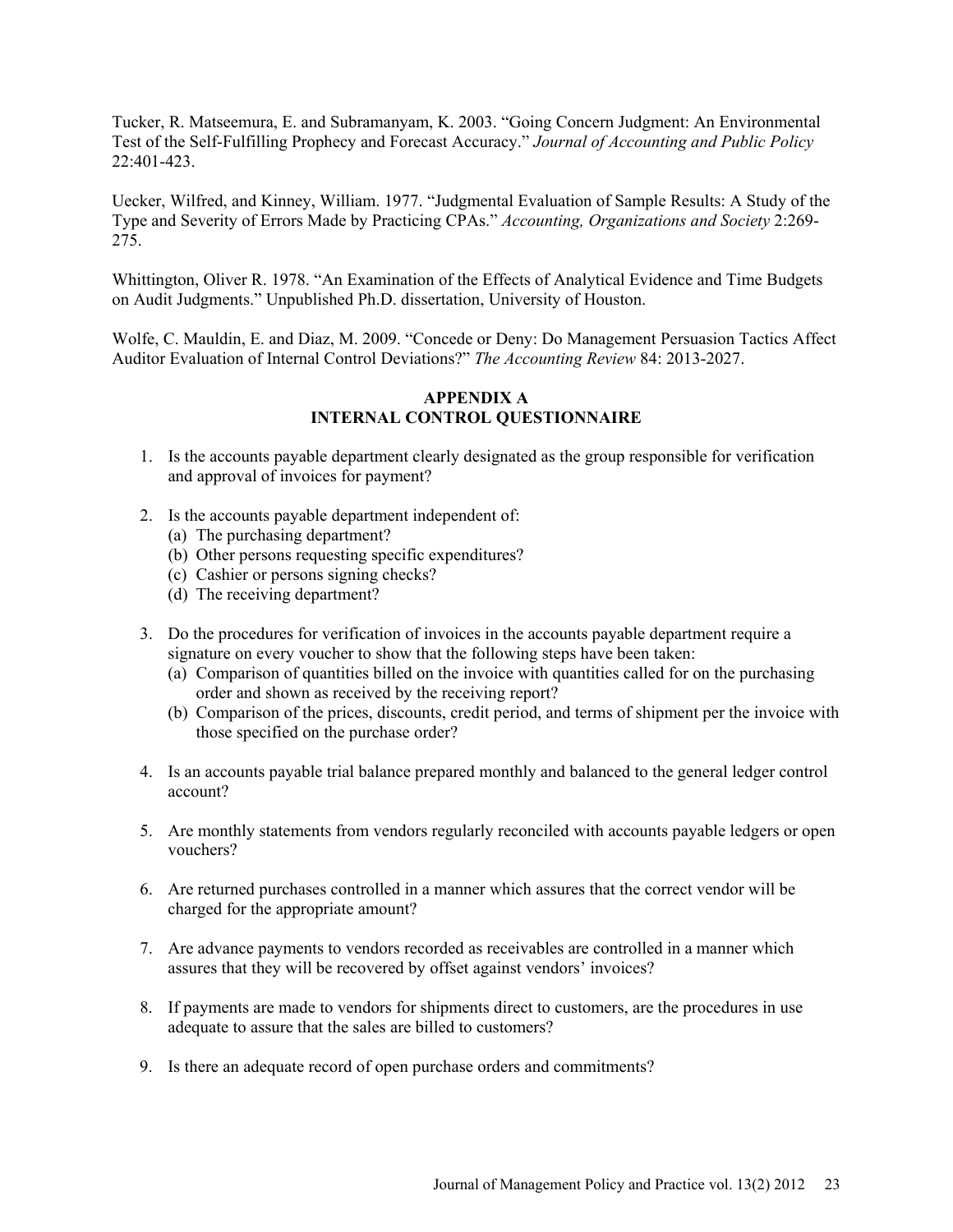Tucker, R. Matseemura, E. and Subramanyam, K. 2003. "Going Concern Judgment: An Environmental Test of the Self-Fulfilling Prophecy and Forecast Accuracy." *Journal of Accounting and Public Policy* 22:401-423.

Uecker, Wilfred, and Kinney, William. 1977. "Judgmental Evaluation of Sample Results: A Study of the Type and Severity of Errors Made by Practicing CPAs." *Accounting, Organizations and Society* 2:269-275.

Whittington, Oliver R. 1978. "An Examination of the Effects of Analytical Evidence and Time Budgets on Audit Judgments." Unpublished Ph.D. dissertation, University of Houston.

Wolfe, C. Mauldin, E. and Diaz, M. 2009. "Concede or Deny: Do Management Persuasion Tactics Affect Auditor Evaluation of Internal Control Deviations?" *The Accounting Review* 84: 2013-2027.

## APPENDIX A
## INTERNAL CONTROL QUESTIONNAIRE

1. Is the accounts payable department clearly designated as the group responsible for verification and approval of invoices for payment?

2. Is the accounts payable department independent of:
   (a) The purchasing department?
   (b) Other persons requesting specific expenditures?
   (c) Cashier or persons signing checks?
   (d) The receiving department?

3. Do the procedures for verification of invoices in the accounts payable department require a signature on every voucher to show that the following steps have been taken:
   (a) Comparison of quantities billed on the invoice with quantities called for on the purchasing order and shown as received by the receiving report?
   (b) Comparison of the prices, discounts, credit period, and terms of shipment per the invoice with those specified on the purchase order?

4. Is an accounts payable trial balance prepared monthly and balanced to the general ledger control account?

5. Are monthly statements from vendors regularly reconciled with accounts payable ledgers or open vouchers?

6. Are returned purchases controlled in a manner which assures that the correct vendor will be charged for the appropriate amount?

7. Are advance payments to vendors recorded as receivables are controlled in a manner which assures that they will be recovered by offset against vendors' invoices?

8. If payments are made to vendors for shipments direct to customers, are the procedures in use adequate to assure that the sales are billed to customers?

9. Is there an adequate record of open purchase orders and commitments?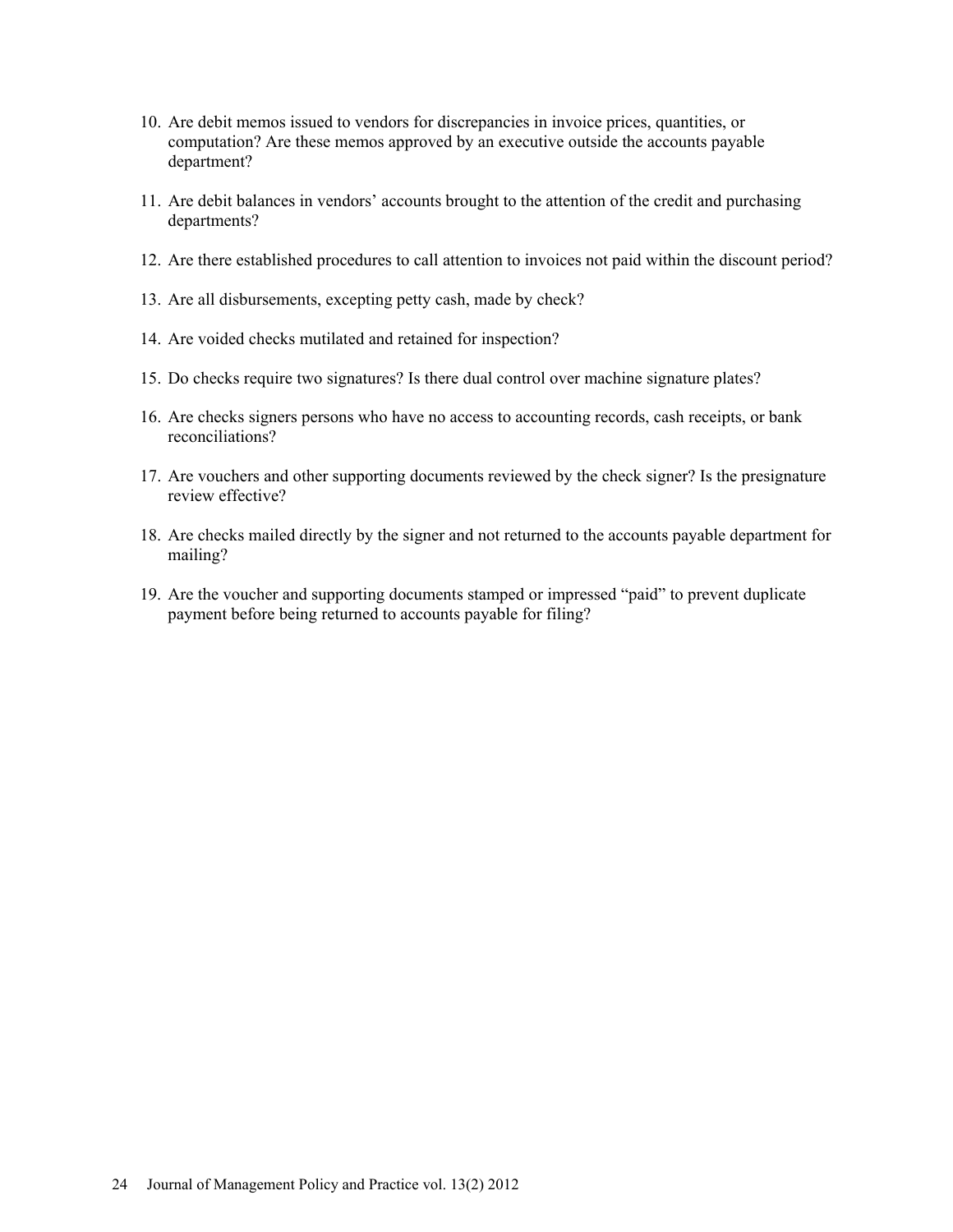10. Are debit memos issued to vendors for discrepancies in invoice prices, quantities, or computation? Are these memos approved by an executive outside the accounts payable department?
11. Are debit balances in vendors' accounts brought to the attention of the credit and purchasing departments?
12. Are there established procedures to call attention to invoices not paid within the discount period?
13. Are all disbursements, excepting petty cash, made by check?
14. Are voided checks mutilated and retained for inspection?
15. Do checks require two signatures? Is there dual control over machine signature plates?
16. Are checks signers persons who have no access to accounting records, cash receipts, or bank reconciliations?
17. Are vouchers and other supporting documents reviewed by the check signer? Is the presignature review effective?
18. Are checks mailed directly by the signer and not returned to the accounts payable department for mailing?
19. Are the voucher and supporting documents stamped or impressed "paid" to prevent duplicate payment before being returned to accounts payable for filing?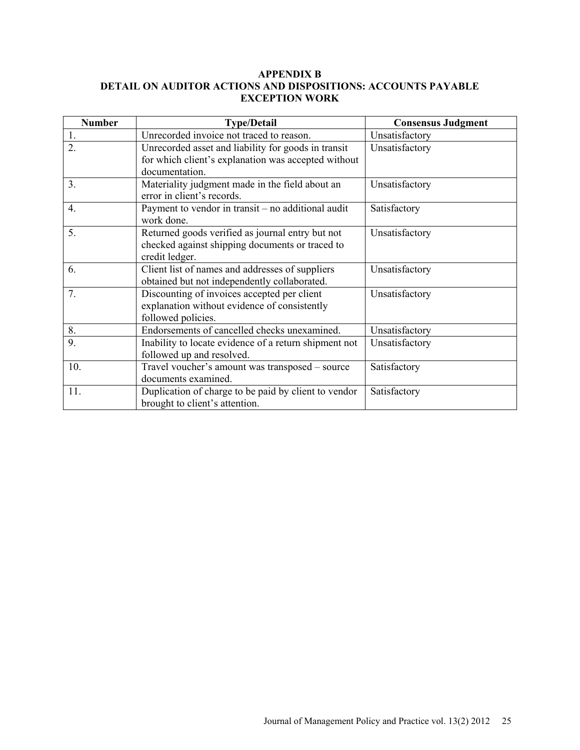## APPENDIX B
## DETAIL ON AUDITOR ACTIONS AND DISPOSITIONS: ACCOUNTS PAYABLE EXCEPTION WORK

| Number | Type/Detail | Consensus Judgment |
|---|---|---|
| 1. | Unrecorded invoice not traced to reason. | Unsatisfactory |
| 2. | Unrecorded asset and liability for goods in transit for which client's explanation was accepted without documentation. | Unsatisfactory |
| 3. | Materiality judgment made in the field about an error in client's records. | Unsatisfactory |
| 4. | Payment to vendor in transit – no additional audit work done. | Satisfactory |
| 5. | Returned goods verified as journal entry but not checked against shipping documents or traced to credit ledger. | Unsatisfactory |
| 6. | Client list of names and addresses of suppliers obtained but not independently collaborated. | Unsatisfactory |
| 7. | Discounting of invoices accepted per client explanation without evidence of consistently followed policies. | Unsatisfactory |
| 8. | Endorsements of cancelled checks unexamined. | Unsatisfactory |
| 9. | Inability to locate evidence of a return shipment not followed up and resolved. | Unsatisfactory |
| 10. | Travel voucher's amount was transposed – source documents examined. | Satisfactory |
| 11. | Duplication of charge to be paid by client to vendor brought to client's attention. | Satisfactory |